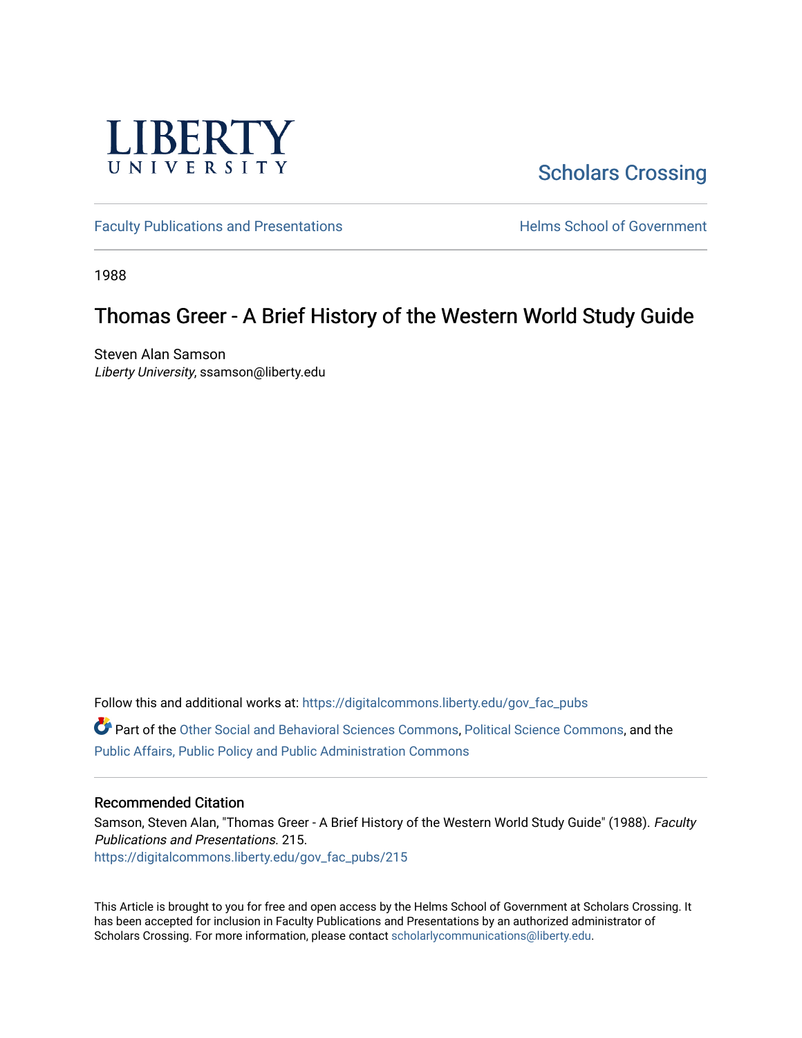LIBERTY
UNIVERSITY

Scholars Crossing

Faculty Publications and Presentations

Helms School of Government

1988

# Thomas Greer - A Brief History of the Western World Study Guide

Steven Alan Samson
*Liberty University*, ssamson@liberty.edu

Follow this and additional works at: https://digitalcommons.liberty.edu/gov_fac_pubs

Part of the Other Social and Behavioral Sciences Commons, Political Science Commons, and the Public Affairs, Public Policy and Public Administration Commons

## Recommended Citation

Samson, Steven Alan, "Thomas Greer - A Brief History of the Western World Study Guide" (1988). *Faculty Publications and Presentations*. 215.
https://digitalcommons.liberty.edu/gov_fac_pubs/215

This Article is brought to you for free and open access by the Helms School of Government at Scholars Crossing. It has been accepted for inclusion in Faculty Publications and Presentations by an authorized administrator of Scholars Crossing. For more information, please contact scholarlycommunications@liberty.edu.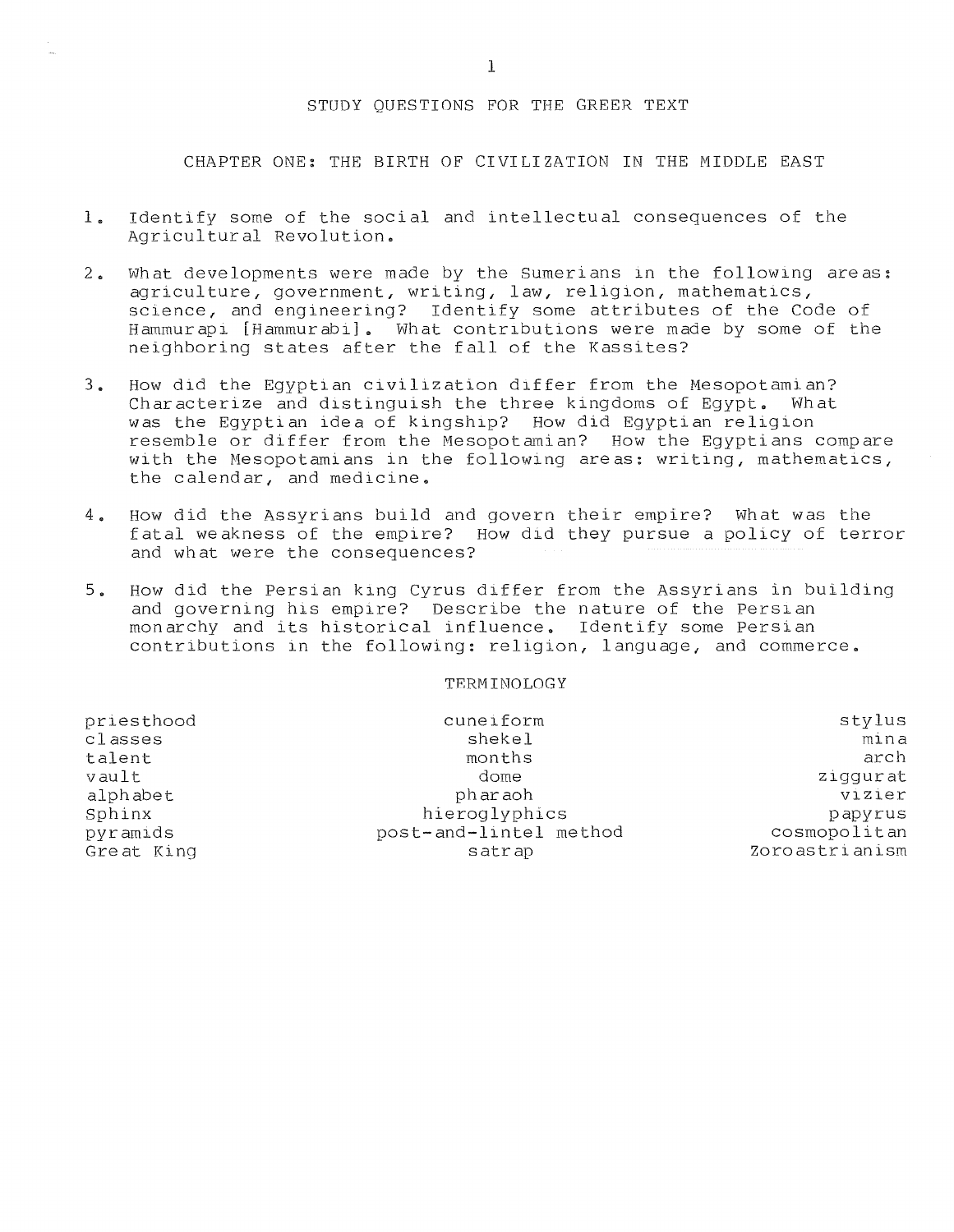# STUDY QUESTIONS FOR THE GREER TEXT

## CHAPTER ONE: THE BIRTH OF CIVILIZATION IN THE MIDDLE EAST

1. Identify some of the social and intellectual consequences of the Agricultural Revolution.

2. What developments were made by the Sumerians in the following areas: agriculture, government, writing, law, religion, mathematics, science, and engineering? Identify some attributes of the Code of Hammurapi [Hammurabi]. What contributions were made by some of the neighboring states after the fall of the Kassites?

3. How did the Egyptian civilization differ from the Mesopotamian? Characterize and distinguish the three kingdoms of Egypt. What was the Egyptian idea of kingship? How did Egyptian religion resemble or differ from the Mesopotamian? How the Egyptians compare with the Mesopotamians in the following areas: writing, mathematics, the calendar, and medicine.

4. How did the Assyrians build and govern their empire? What was the fatal weakness of the empire? How did they pursue a policy of terror and what were the consequences?

5. How did the Persian king Cyrus differ from the Assyrians in building and governing his empire? Describe the nature of the Persian monarchy and its historical influence. Identify some Persian contributions in the following: religion, language, and commerce.

### TERMINOLOGY

| | | |
|---|---|---|
| priesthood | cuneiform | stylus |
| classes | shekel | mina |
| talent | months | arch |
| vault | dome | ziggurat |
| alphabet | pharaoh | vizier |
| Sphinx | hieroglyphics | papyrus |
| pyramids | post-and-lintel method | cosmopolitan |
| Great King | satrap | Zoroastrianism |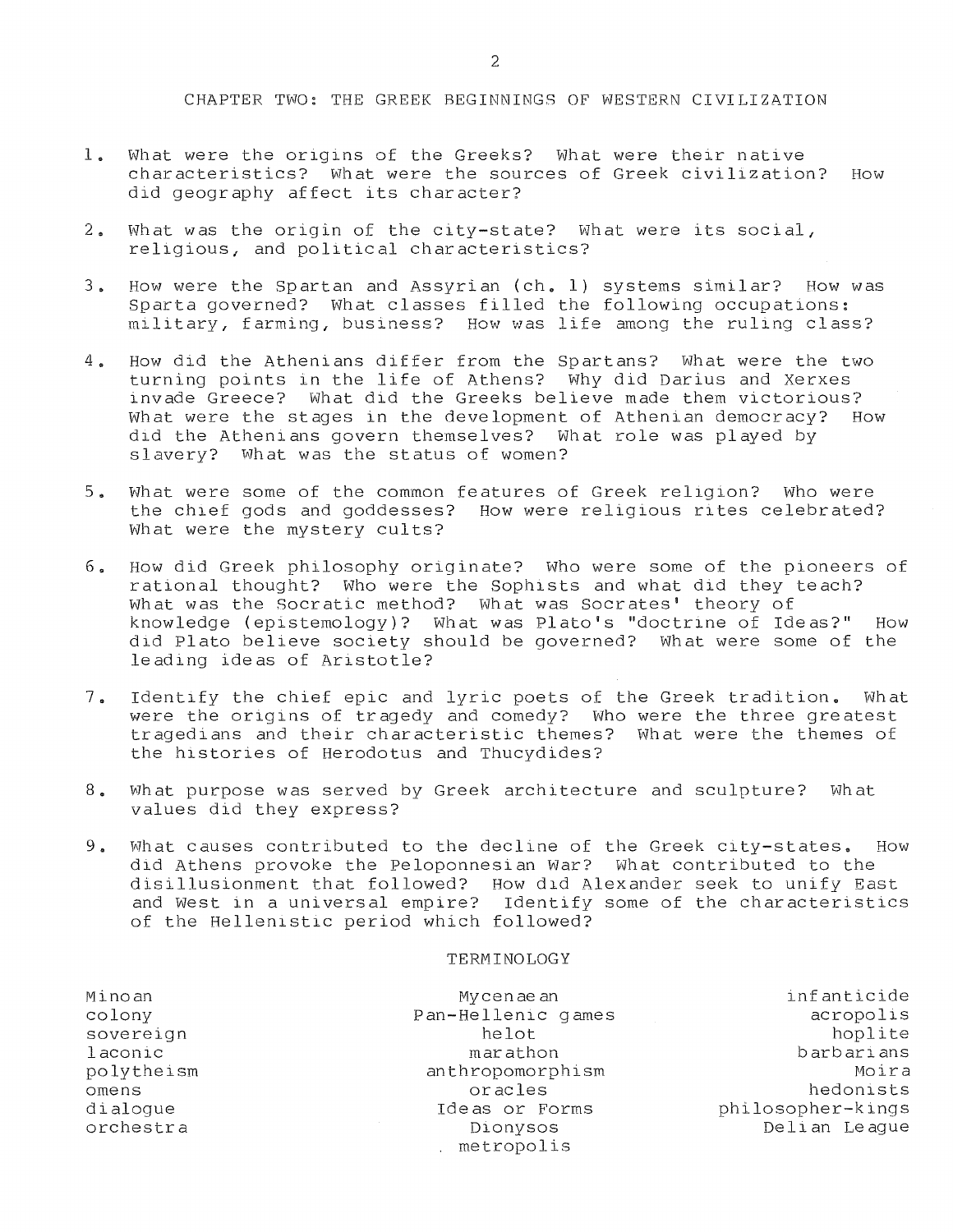# CHAPTER TWO: THE GREEK BEGINNINGS OF WESTERN CIVILIZATION

1. What were the origins of the Greeks? What were their native characteristics? What were the sources of Greek civilization? How did geography affect its character?

2. What was the origin of the city-state? What were its social, religious, and political characteristics?

3. How were the Spartan and Assyrian (ch. 1) systems similar? How was Sparta governed? What classes filled the following occupations: military, farming, business? How was life among the ruling class?

4. How did the Athenians differ from the Spartans? What were the two turning points in the life of Athens? Why did Darius and Xerxes invade Greece? What did the Greeks believe made them victorious? What were the stages in the development of Athenian democracy? How did the Athenians govern themselves? What role was played by slavery? What was the status of women?

5. What were some of the common features of Greek religion? Who were the chief gods and goddesses? How were religious rites celebrated? What were the mystery cults?

6. How did Greek philosophy originate? Who were some of the pioneers of rational thought? Who were the Sophists and what did they teach? What was the Socratic method? What was Socrates' theory of knowledge (epistemology)? What was Plato's "doctrine of Ideas?" How did Plato believe society should be governed? What were some of the leading ideas of Aristotle?

7. Identify the chief epic and lyric poets of the Greek tradition. What were the origins of tragedy and comedy? Who were the three greatest tragedians and their characteristic themes? What were the themes of the histories of Herodotus and Thucydides?

8. What purpose was served by Greek architecture and sculpture? What values did they express?

9. What causes contributed to the decline of the Greek city-states. How did Athens provoke the Peloponnesian War? What contributed to the disillusionment that followed? How did Alexander seek to unify East and West in a universal empire? Identify some of the characteristics of the Hellenistic period which followed?

## TERMINOLOGY

| | | |
|---|---|---|
| Minoan | Mycenaean | infanticide |
| colony | Pan-Hellenic games | acropolis |
| sovereign | helot | hoplite |
| laconic | marathon | barbarians |
| polytheism | anthropomorphism | Moira |
| omens | oracles | hedonists |
| dialogue | Ideas or Forms | philosopher-kings |
| orchestra | Dionysos | Delian League |
| | metropolis | |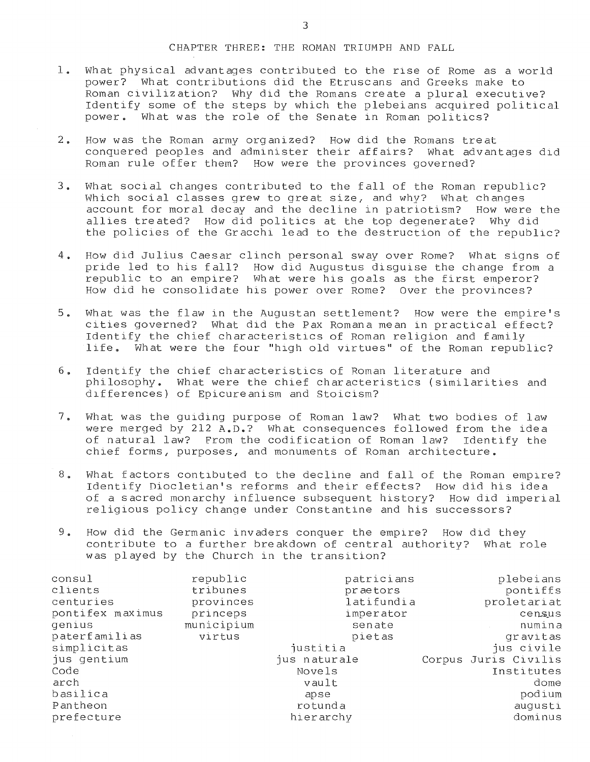# CHAPTER THREE: THE ROMAN TRIUMPH AND FALL

1. What physical advantages contributed to the rise of Rome as a world power? What contributions did the Etruscans and Greeks make to Roman civilization? Why did the Romans create a plural executive? Identify some of the steps by which the plebeians acquired political power. What was the role of the Senate in Roman politics?

2. How was the Roman army organized? How did the Romans treat conquered peoples and administer their affairs? What advantages did Roman rule offer them? How were the provinces governed?

3. What social changes contributed to the fall of the Roman republic? Which social classes grew to great size, and why? What changes account for moral decay and the decline in patriotism? How were the allies treated? How did politics at the top degenerate? Why did the policies of the Gracchi lead to the destruction of the republic?

4. How did Julius Caesar clinch personal sway over Rome? What signs of pride led to his fall? How did Augustus disguise the change from a republic to an empire? What were his goals as the first emperor? How did he consolidate his power over Rome? Over the provinces?

5. What was the flaw in the Augustan settlement? How were the empire's cities governed? What did the Pax Romana mean in practical effect? Identify the chief characteristics of Roman religion and family life. What were the four "high old virtues" of the Roman republic?

6. Identify the chief characteristics of Roman literature and philosophy. What were the chief characteristics (similarities and differences) of Epicureanism and Stoicism?

7. What was the guiding purpose of Roman law? What two bodies of law were merged by 212 A.D.? What consequences followed from the idea of natural law? From the codification of Roman law? Identify the chief forms, purposes, and monuments of Roman architecture.

8. What factors contibuted to the decline and fall of the Roman empire? Identify Diocletian's reforms and their effects? How did his idea of a sacred monarchy influence subsequent history? How did imperial religious policy change under Constantine and his successors?

9. How did the Germanic invaders conquer the empire? How did they contribute to a further breakdown of central authority? What role was played by the Church in the transition?

| | | | |
|---|---|---|---|
| consul | republic | patricians | plebeians |
| clients | tribunes | praetors | pontiffs |
| centuries | provinces | latifundia | proletariat |
| pontifex maximus | princeps | imperator | census |
| genius | municipium | senate | numina |
| paterfamilias | virtus | pietas | gravitas |
| simplicitas | | justitia | jus civile |
| jus gentium | | jus naturale | Corpus Juris Civilis |
| Code | | Novels | Institutes |
| arch | | vault | dome |
| basilica | | apse | podium |
| Pantheon | | rotunda | augusti |
| prefecture | | hierarchy | dominus |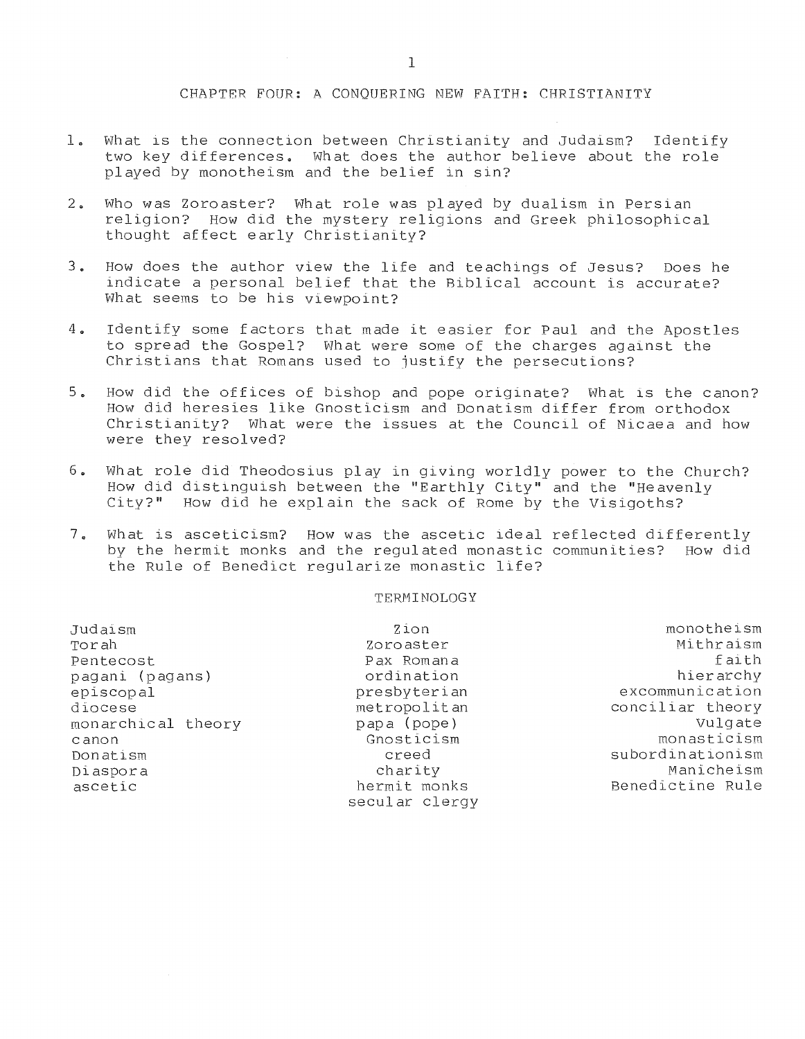# CHAPTER FOUR: A CONQUERING NEW FAITH: CHRISTIANITY

1. What is the connection between Christianity and Judaism? Identify two key differences. What does the author believe about the role played by monotheism and the belief in sin?

2. Who was Zoroaster? What role was played by dualism in Persian religion? How did the mystery religions and Greek philosophical thought affect early Christianity?

3. How does the author view the life and teachings of Jesus? Does he indicate a personal belief that the Biblical account is accurate? What seems to be his viewpoint?

4. Identify some factors that made it easier for Paul and the Apostles to spread the Gospel? What were some of the charges against the Christians that Romans used to justify the persecutions?

5. How did the offices of bishop and pope originate? What is the canon? How did heresies like Gnosticism and Donatism differ from orthodox Christianity? What were the issues at the Council of Nicaea and how were they resolved?

6. What role did Theodosius play in giving worldly power to the Church? How did distinguish between the "Earthly City" and the "Heavenly City?" How did he explain the sack of Rome by the Visigoths?

7. What is asceticism? How was the ascetic ideal reflected differently by the hermit monks and the regulated monastic communities? How did the Rule of Benedict regularize monastic life?

## TERMINOLOGY

| | | |
|---|---|---|
| Judaism | Zion | monotheism |
| Torah | Zoroaster | Mithraism |
| Pentecost | Pax Romana | faith |
| pagani (pagans) | ordination | hierarchy |
| episcopal | presbyterian | excommunication |
| diocese | metropolitan | conciliar theory |
| monarchical theory | papa (pope) | Vulgate |
| canon | Gnosticism | monasticism |
| Donatism | creed | subordinationism |
| Diaspora | charity | Manicheism |
| ascetic | hermit monks | Benedictine Rule |
| | secular clergy | |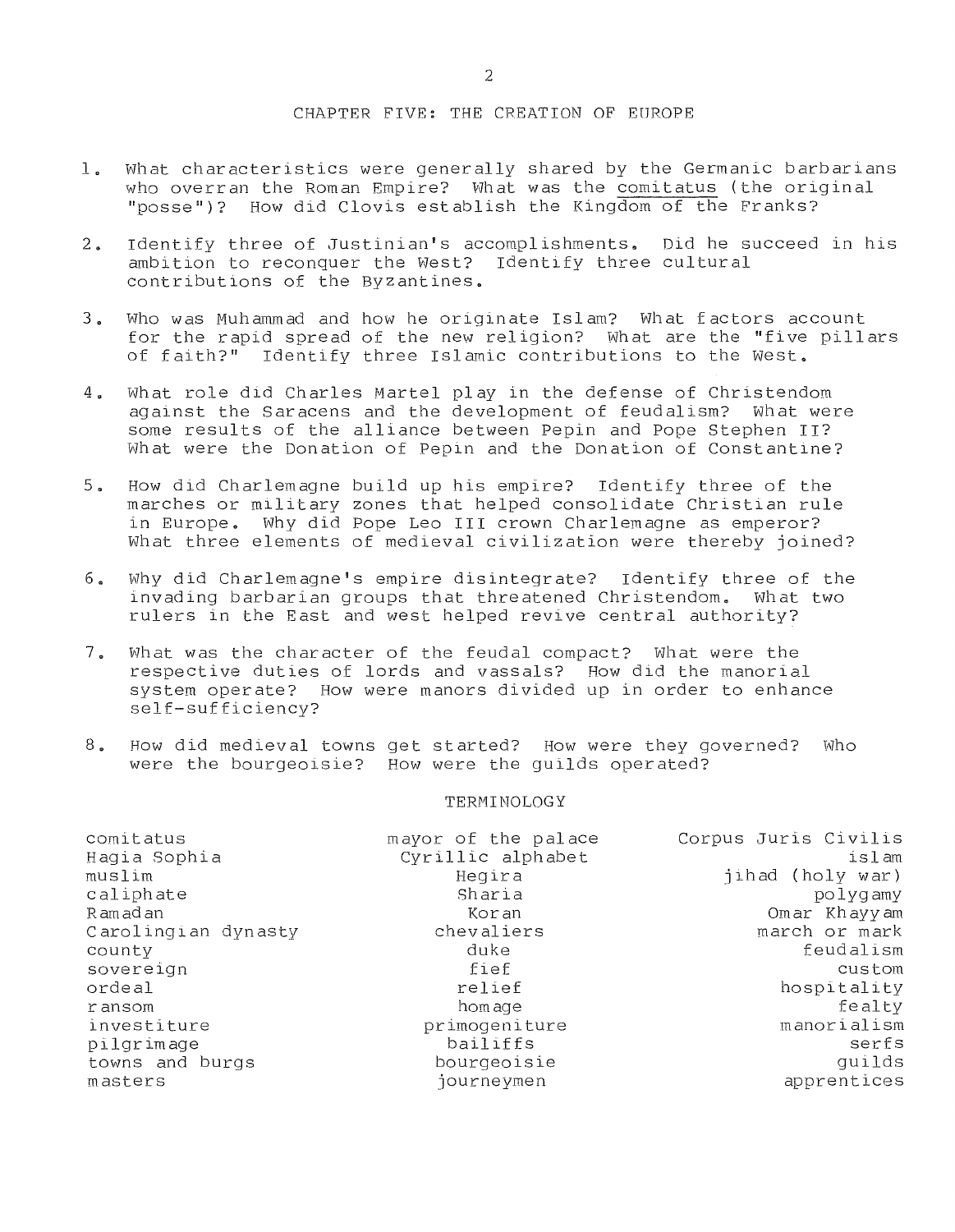# CHAPTER FIVE: THE CREATION OF EUROPE

1. What characteristics were generally shared by the Germanic barbarians who overran the Roman Empire? What was the comitatus (the original "posse")? How did Clovis establish the Kingdom of the Franks?

2. Identify three of Justinian's accomplishments. Did he succeed in his ambition to reconquer the West? Identify three cultural contributions of the Byzantines.

3. Who was Muhammad and how he originate Islam? What factors account for the rapid spread of the new religion? What are the "five pillars of faith?" Identify three Islamic contributions to the West.

4. What role did Charles Martel play in the defense of Christendom against the Saracens and the development of feudalism? What were some results of the alliance between Pepin and Pope Stephen II? What were the Donation of Pepin and the Donation of Constantine?

5. How did Charlemagne build up his empire? Identify three of the marches or military zones that helped consolidate Christian rule in Europe. Why did Pope Leo III crown Charlemagne as emperor? What three elements of medieval civilization were thereby joined?

6. Why did Charlemagne's empire disintegrate? Identify three of the invading barbarian groups that threatened Christendom. What two rulers in the East and west helped revive central authority?

7. What was the character of the feudal compact? What were the respective duties of lords and vassals? How did the manorial system operate? How were manors divided up in order to enhance self-sufficiency?

8. How did medieval towns get started? How were they governed? Who were the bourgeoisie? How were the guilds operated?

## TERMINOLOGY

| | | |
|---|---|---|
| comitatus | mayor of the palace | Corpus Juris Civilis |
| Hagia Sophia | Cyrillic alphabet | islam |
| muslim | Hegira | jihad (holy war) |
| caliphate | Sharia | polygamy |
| Ramadan | Koran | Omar Khayyam |
| Carolingian dynasty | chevaliers | march or mark |
| county | duke | feudalism |
| sovereign | fief | custom |
| ordeal | relief | hospitality |
| ransom | homage | fealty |
| investiture | primogeniture | manorialism |
| pilgrimage | bailiffs | serfs |
| towns and burgs | bourgeoisie | guilds |
| masters | journeymen | apprentices |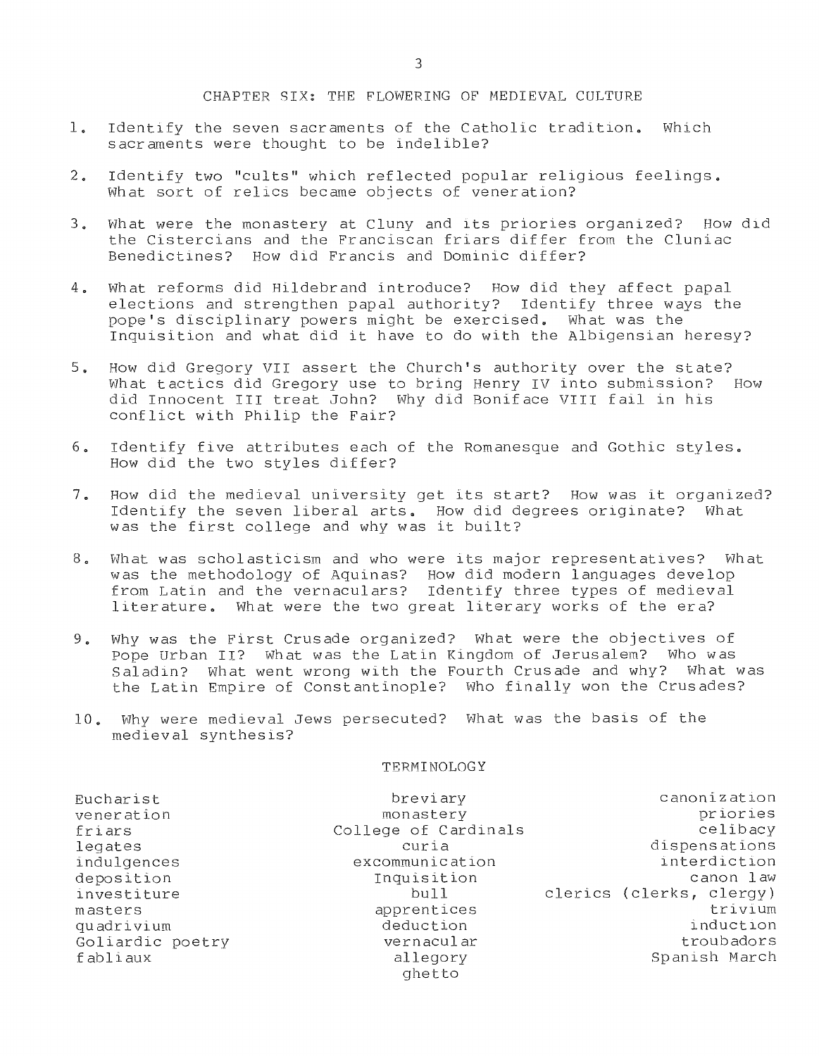## CHAPTER SIX: THE FLOWERING OF MEDIEVAL CULTURE

1. Identify the seven sacraments of the Catholic tradition. Which sacraments were thought to be indelible?

2. Identify two "cults" which reflected popular religious feelings. What sort of relics became objects of veneration?

3. What were the monastery at Cluny and its priories organized? How did the Cistercians and the Franciscan friars differ from the Cluniac Benedictines? How did Francis and Dominic differ?

4. What reforms did Hildebrand introduce? How did they affect papal elections and strengthen papal authority? Identify three ways the pope's disciplinary powers might be exercised. What was the Inquisition and what did it have to do with the Albigensian heresy?

5. How did Gregory VII assert the Church's authority over the state? What tactics did Gregory use to bring Henry IV into submission? How did Innocent III treat John? Why did Boniface VIII fail in his conflict with Philip the Fair?

6. Identify five attributes each of the Romanesque and Gothic styles. How did the two styles differ?

7. How did the medieval university get its start? How was it organized? Identify the seven liberal arts. How did degrees originate? What was the first college and why was it built?

8. What was scholasticism and who were its major representatives? What was the methodology of Aquinas? How did modern languages develop from Latin and the vernaculars? Identify three types of medieval literature. What were the two great literary works of the era?

9. Why was the First Crusade organized? What were the objectives of Pope Urban II? What was the Latin Kingdom of Jerusalem? Who was Saladin? What went wrong with the Fourth Crusade and why? What was the Latin Empire of Constantinople? Who finally won the Crusades?

10. Why were medieval Jews persecuted? What was the basis of the medieval synthesis?

### TERMINOLOGY

| | | |
|---|---|---|
| Eucharist | breviary | canonization |
| veneration | monastery | priories |
| friars | College of Cardinals | celibacy |
| legates | curia | dispensations |
| indulgences | excommunication | interdiction |
| deposition | Inquisition | canon law |
| investiture | bull | clerics (clerks, clergy) |
| masters | apprentices | trivium |
| quadrivium | deduction | induction |
| Goliardic poetry | vernacular | troubadors |
| fabliaux | allegory | Spanish March |
| | ghetto | |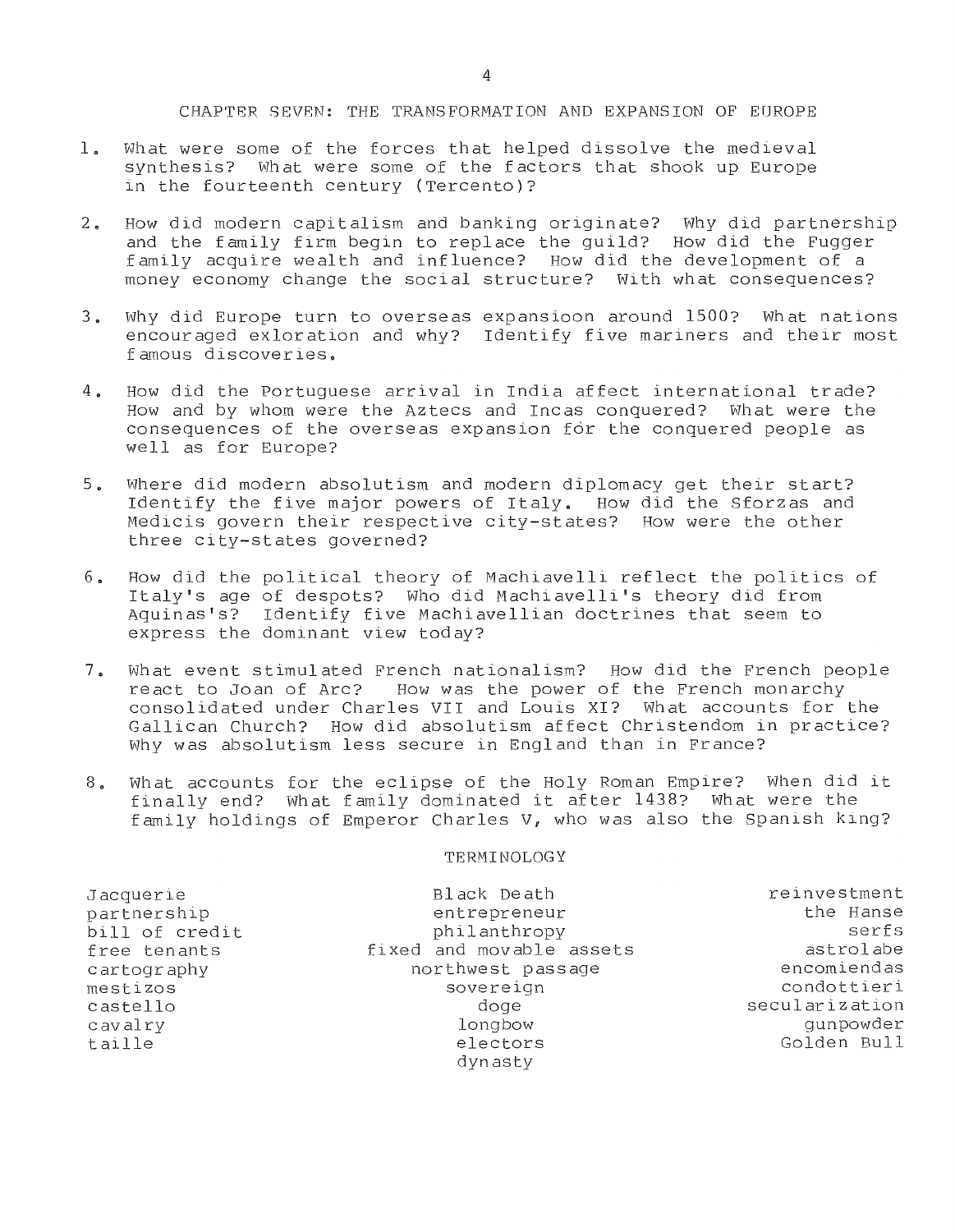## CHAPTER SEVEN: THE TRANSFORMATION AND EXPANSION OF EUROPE

1. What were some of the forces that helped dissolve the medieval synthesis? What were some of the factors that shook up Europe in the fourteenth century (Tercento)?

2. How did modern capitalism and banking originate? Why did partnership and the family firm begin to replace the guild? How did the Fugger family acquire wealth and influence? How did the development of a money economy change the social structure? With what consequences?

3. Why did Europe turn to overseas expansioon around 1500? What nations encouraged exloration and why? Identify five mariners and their most famous discoveries.

4. How did the Portuguese arrival in India affect international trade? How and by whom were the Aztecs and Incas conquered? What were the consequences of the overseas expansion fór the conquered people as well as for Europe?

5. Where did modern absolutism and modern diplomacy get their start? Identify the five major powers of Italy. How did the Sforzas and Medicis govern their respective city-states? How were the other three city-states governed?

6. How did the political theory of Machiavelli reflect the politics of Italy's age of despots? Who did Machiavelli's theory did from Aquinas's? Identify five Machiavellian doctrines that seem to express the dominant view today?

7. What event stimulated French nationalism? How did the French people react to Joan of Arc? How was the power of the French monarchy consolidated under Charles VII and Louis XI? What accounts for the Gallican Church? How did absolutism affect Christendom in practice? Why was absolutism less secure in England than in France?

8. What accounts for the eclipse of the Holy Roman Empire? When did it finally end? What family dominated it after 1438? What were the family holdings of Emperor Charles V, who was also the Spanish king?

### TERMINOLOGY

| | | |
|---|---|---|
| Jacquerie | Black Death | reinvestment |
| partnership | entrepreneur | the Hanse |
| bill of credit | philanthropy | serfs |
| free tenants | fixed and movable assets | astrolabe |
| cartography | northwest passage | encomiendas |
| mestizos | sovereign | condottieri |
| castello | doge | secularization |
| cavalry | longbow | gunpowder |
| taille | electors | Golden Bull |
| | dynasty | |